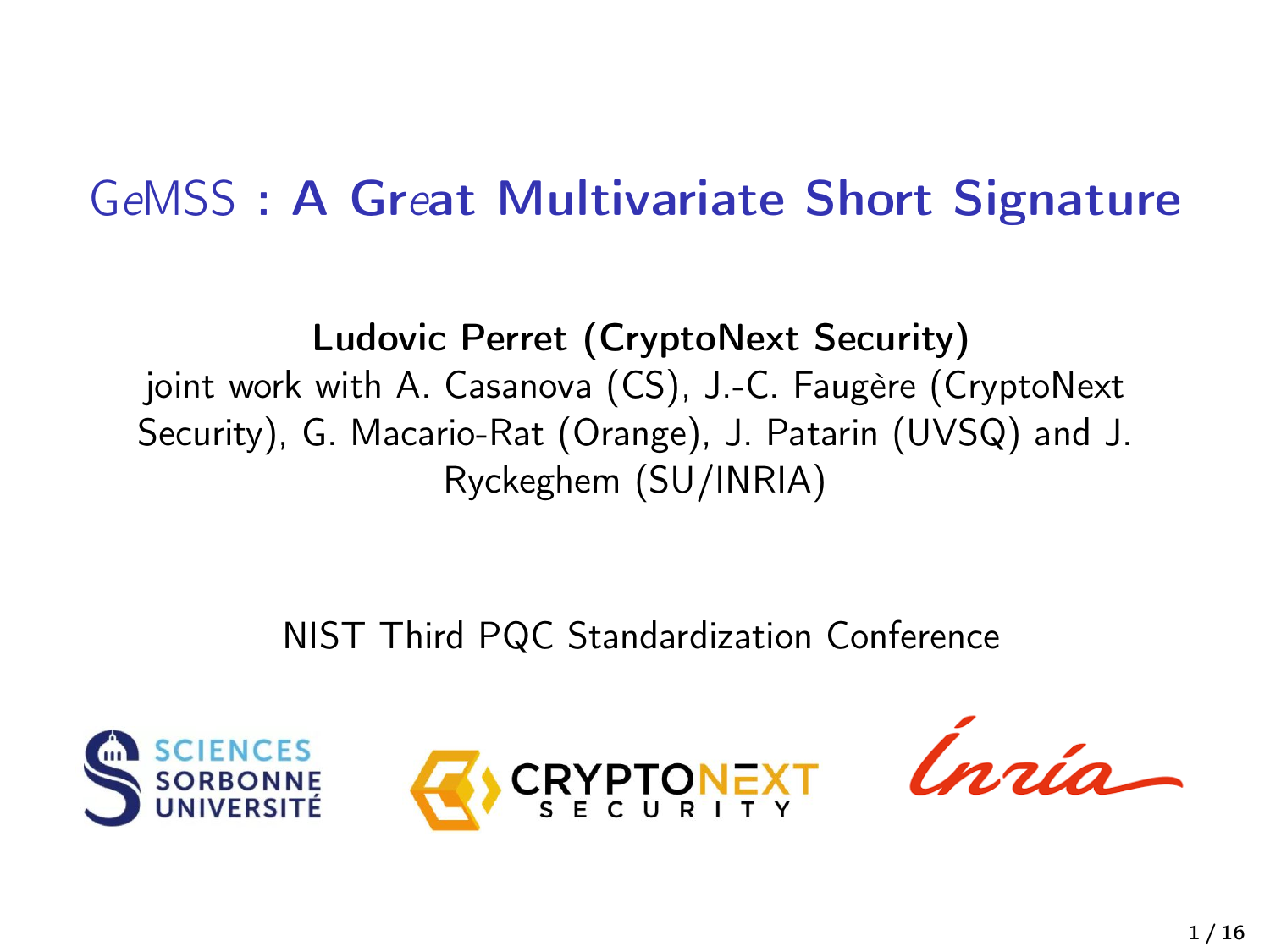# GeMSS : A Great Multivariate Short Signature

**Ludovic Perret (CryptoNext Security)**
joint work with A. Casanova (CS), J.-C. Faugère (CryptoNext Security), G. Macario-Rat (Orange), J. Patarin (UVSQ) and J. Ryckeghem (SU/INRIA)

NIST Third PQC Standardization Conference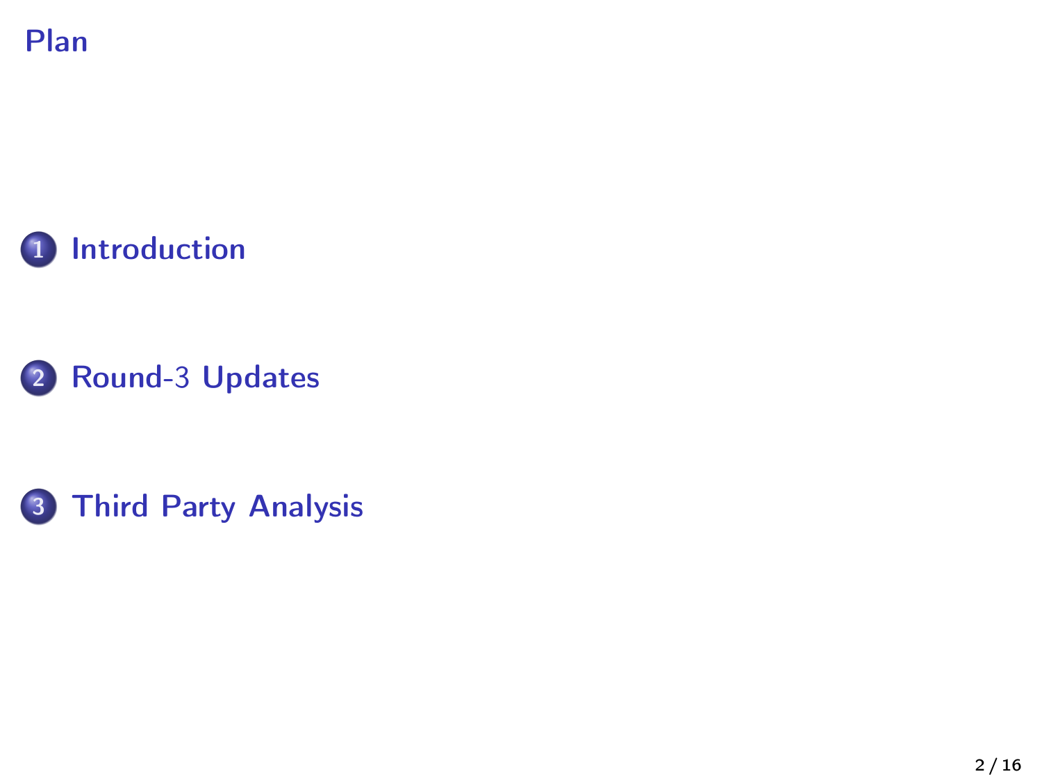# Plan

1. Introduction
2. Round-3 Updates
3. Third Party Analysis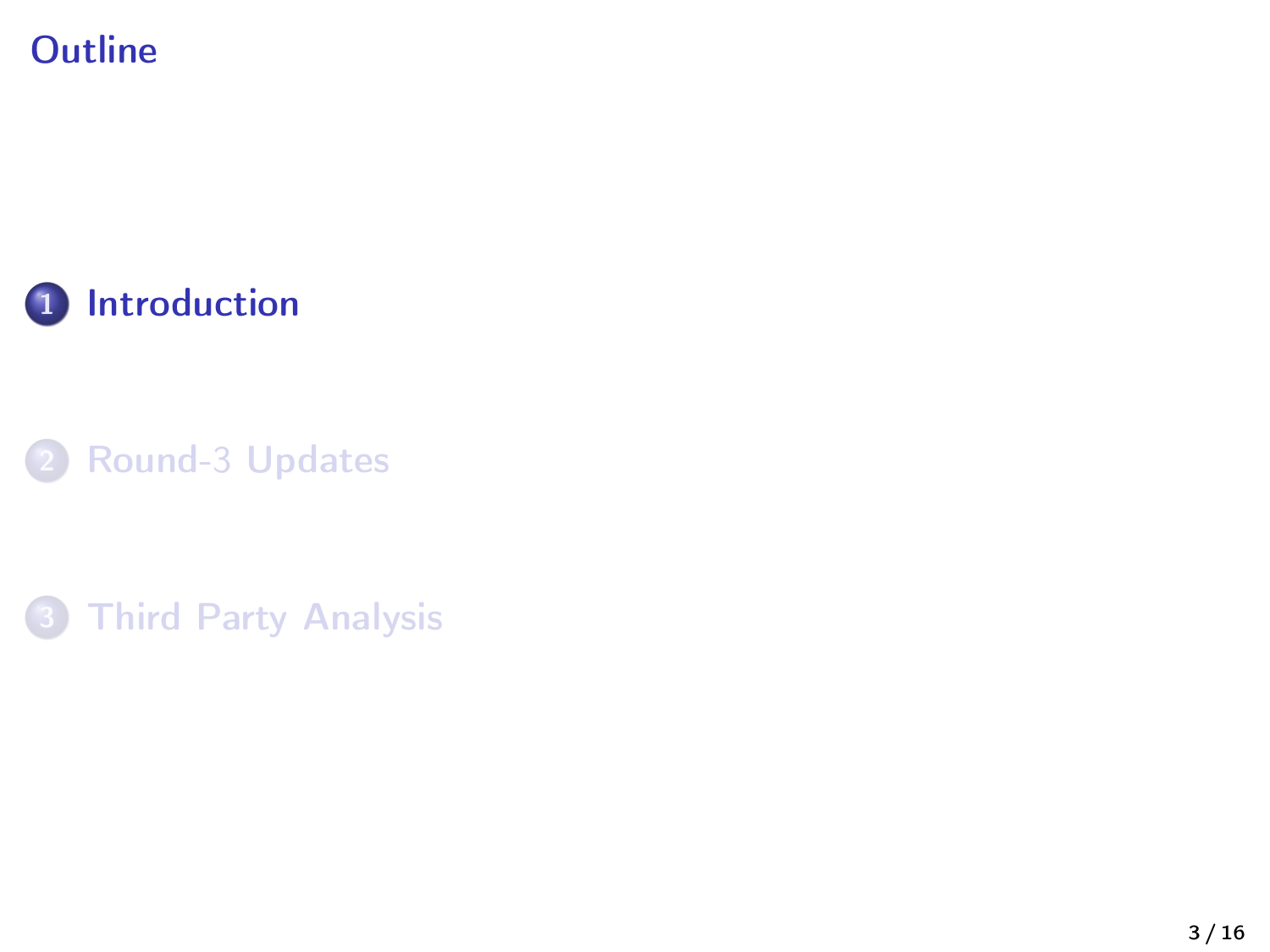# Outline

1. **Introduction**
2. Round-3 Updates
3. Third Party Analysis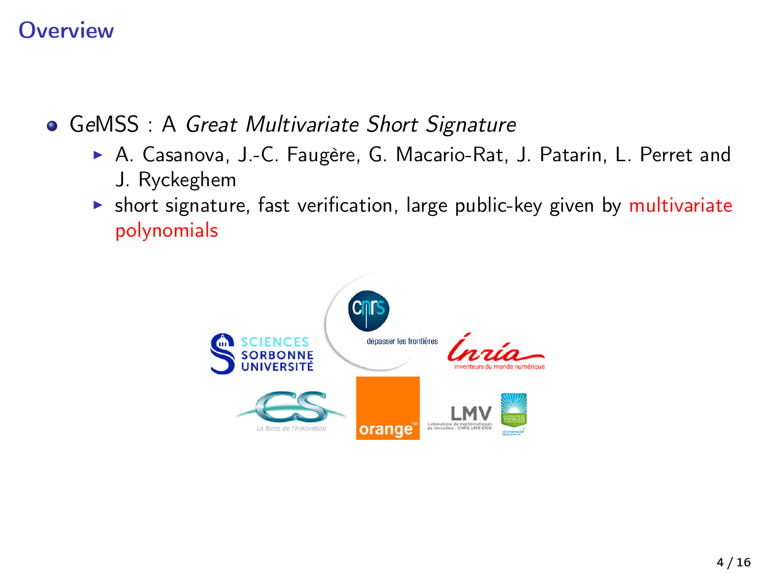# Overview

- GeMSS : A *Great Multivariate Short Signature*
  - A. Casanova, J.-C. Faugère, G. Macario-Rat, J. Patarin, L. Perret and J. Ryckeghem
  - short signature, fast verification, large public-key given by multivariate polynomials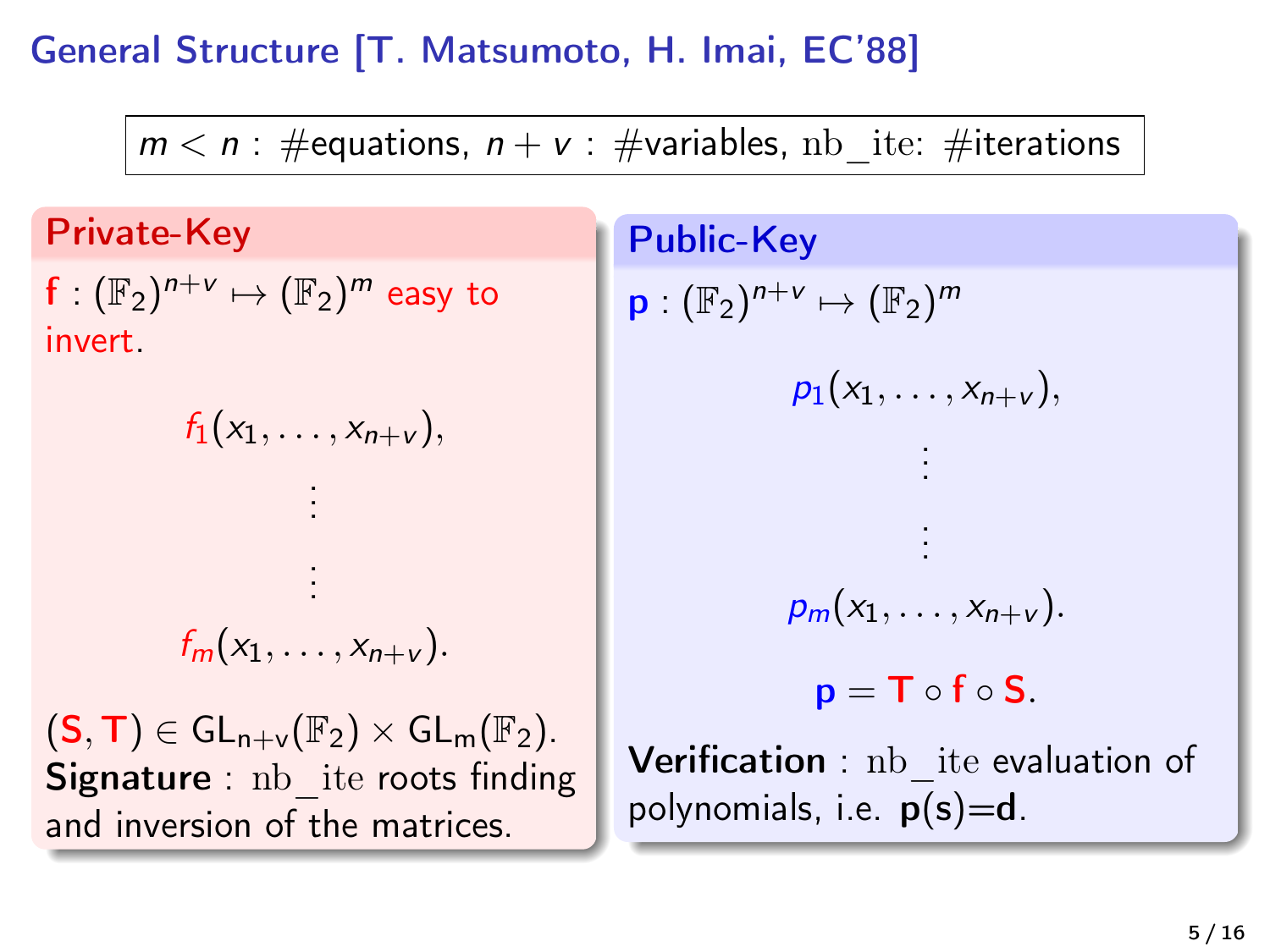# General Structure [T. Matsumoto, H. Imai, EC'88]

$m < n$ : #equations, $n + v$ : #variables, nb_ite: #iterations

## Private-Key

$\mathbf{f} : (\mathbb{F}_2)^{n+v} \mapsto (\mathbb{F}_2)^m$ easy to invert.

$$f_1(x_1, \ldots, x_{n+v}),$$
$$\vdots$$
$$\vdots$$
$$f_m(x_1, \ldots, x_{n+v}).$$

$(\mathbf{S}, \mathbf{T}) \in \mathrm{GL}_{n+v}(\mathbb{F}_2) \times \mathrm{GL}_m(\mathbb{F}_2)$.

**Signature** : nb_ite roots finding and inversion of the matrices.

## Public-Key

$\mathbf{p} : (\mathbb{F}_2)^{n+v} \mapsto (\mathbb{F}_2)^m$

$$p_1(x_1, \ldots, x_{n+v}),$$
$$\vdots$$
$$\vdots$$
$$p_m(x_1, \ldots, x_{n+v}).$$

$$\mathbf{p} = \mathbf{T} \circ \mathbf{f} \circ \mathbf{S}.$$

**Verification** : nb_ite evaluation of polynomials, i.e. $\mathbf{p}(\mathbf{s})=\mathbf{d}$.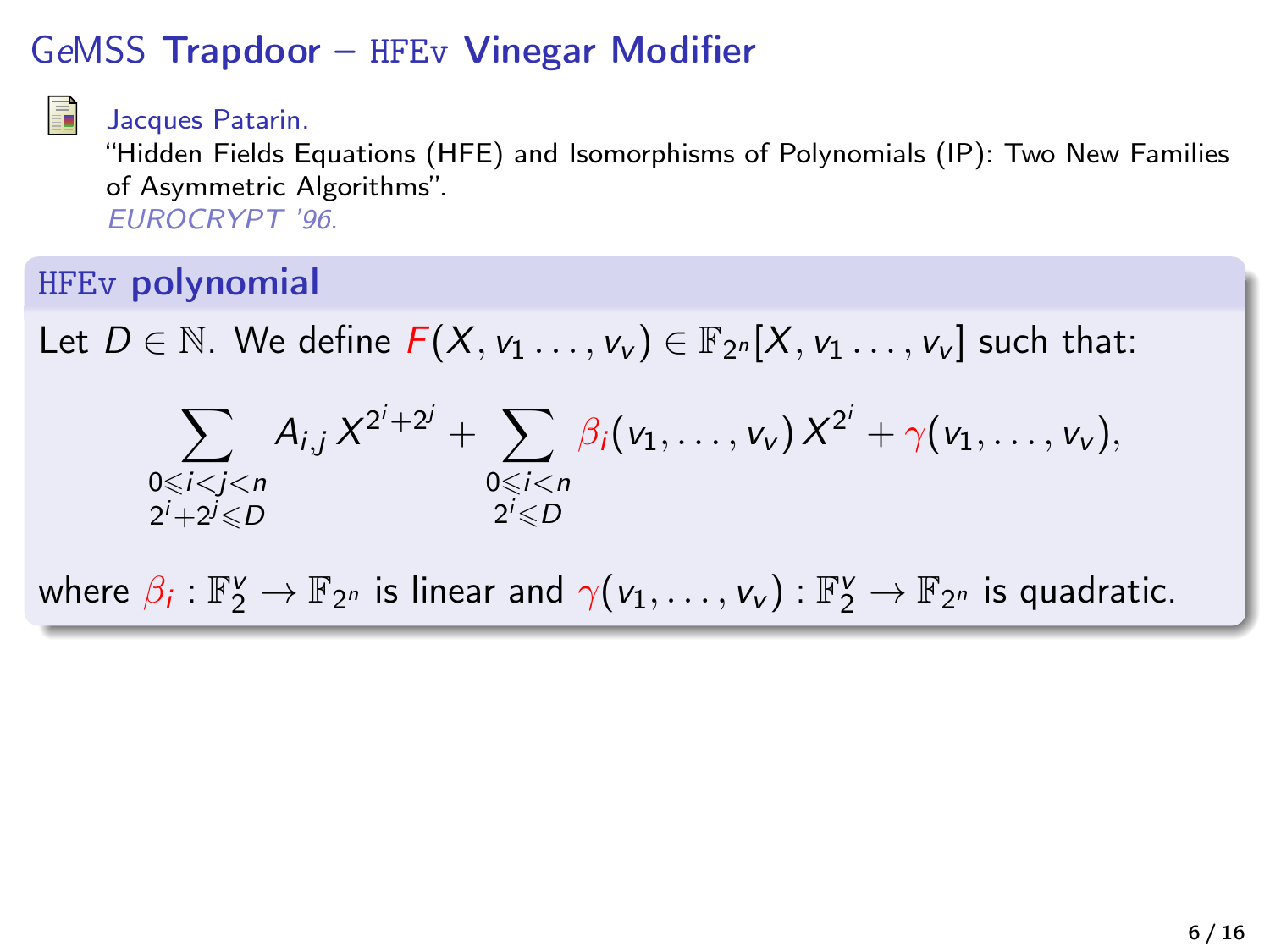# GeMSS **Trapdoor** – HFEv **Vinegar Modifier**

Jacques Patarin.
"Hidden Fields Equations (HFE) and Isomorphisms of Polynomials (IP): Two New Families of Asymmetric Algorithms".
*EUROCRYPT '96.*

## HFEv **polynomial**

Let $D \in \mathbb{N}$. We define $F(X, v_1 \ldots, v_v) \in \mathbb{F}_{2^n}[X, v_1 \ldots, v_v]$ such that:

$$\sum_{\substack{0 \leqslant i < j < n \\ 2^i + 2^j \leqslant D}} A_{i,j} \, X^{2^i + 2^j} + \sum_{\substack{0 \leqslant i < n \\ 2^i \leqslant D}} \beta_i(v_1, \ldots, v_v) \, X^{2^i} + \gamma(v_1, \ldots, v_v),$$

where $\beta_i : \mathbb{F}_2^v \to \mathbb{F}_{2^n}$ is linear and $\gamma(v_1, \ldots, v_v) : \mathbb{F}_2^v \to \mathbb{F}_{2^n}$ is quadratic.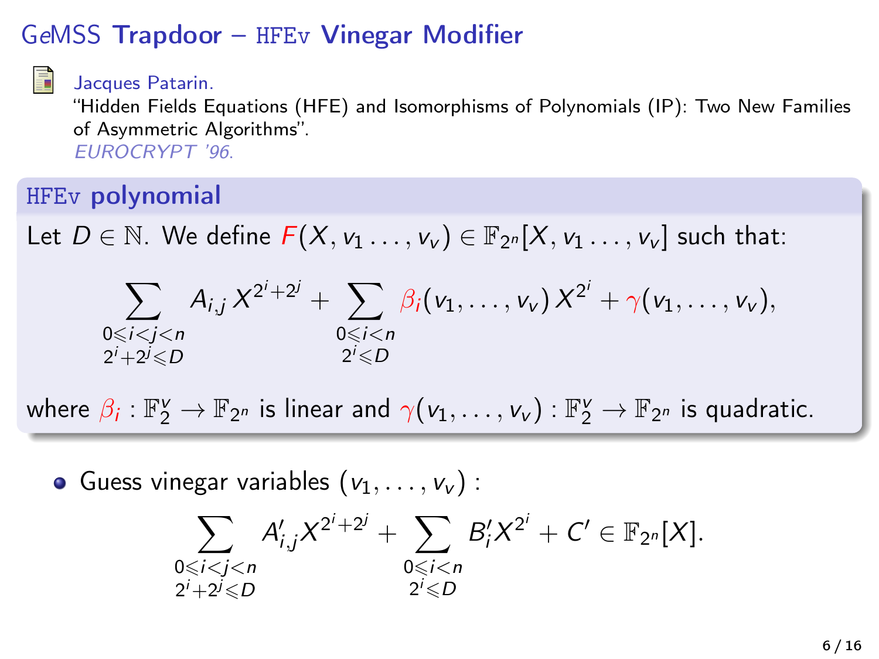# GeMSS Trapdoor – HFEv Vinegar Modifier

Jacques Patarin.
"Hidden Fields Equations (HFE) and Isomorphisms of Polynomials (IP): Two New Families of Asymmetric Algorithms".
*EUROCRYPT '96.*

## HFEv polynomial

Let $D \in \mathbb{N}$. We define $F(X, v_1 \ldots, v_v) \in \mathbb{F}_{2^n}[X, v_1 \ldots, v_v]$ such that:

$$\sum_{\substack{0 \leqslant i < j < n \\ 2^i + 2^j \leqslant D}} A_{i,j} \, X^{2^i + 2^j} + \sum_{\substack{0 \leqslant i < n \\ 2^i \leqslant D}} \beta_i(v_1, \ldots, v_v) \, X^{2^i} + \gamma(v_1, \ldots, v_v),$$

where $\beta_i : \mathbb{F}_2^v \to \mathbb{F}_{2^n}$ is linear and $\gamma(v_1, \ldots, v_v) : \mathbb{F}_2^v \to \mathbb{F}_{2^n}$ is quadratic.

- Guess vinegar variables $(v_1, \ldots, v_v)$ :

$$\sum_{\substack{0 \leqslant i < j < n \\ 2^i + 2^j \leqslant D}} A'_{i,j} X^{2^i + 2^j} + \sum_{\substack{0 \leqslant i < n \\ 2^i \leqslant D}} B'_i X^{2^i} + C' \in \mathbb{F}_{2^n}[X].$$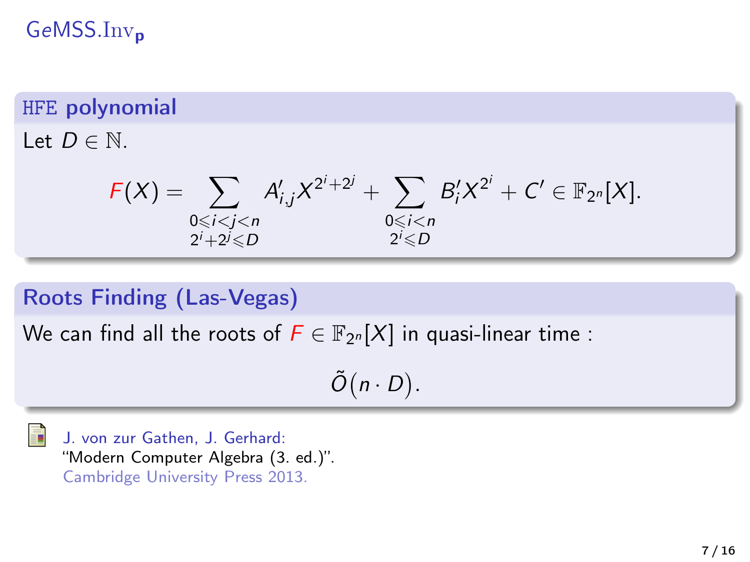# GeMSS.$\text{Inv}_{\mathbf{p}}$

## HFE polynomial

Let $D \in \mathbb{N}$.

$$F(X) = \sum_{\substack{0 \leqslant i < j < n \\ 2^i + 2^j \leqslant D}} A'_{i,j} X^{2^i + 2^j} + \sum_{\substack{0 \leqslant i < n \\ 2^i \leqslant D}} B'_i X^{2^i} + C' \in \mathbb{F}_{2^n}[X].$$

## Roots Finding (Las-Vegas)

We can find all the roots of $F \in \mathbb{F}_{2^n}[X]$ in quasi-linear time :

$$\tilde{O}\big(n \cdot D\big).$$

J. von zur Gathen, J. Gerhard:
"Modern Computer Algebra (3. ed.)".
Cambridge University Press 2013.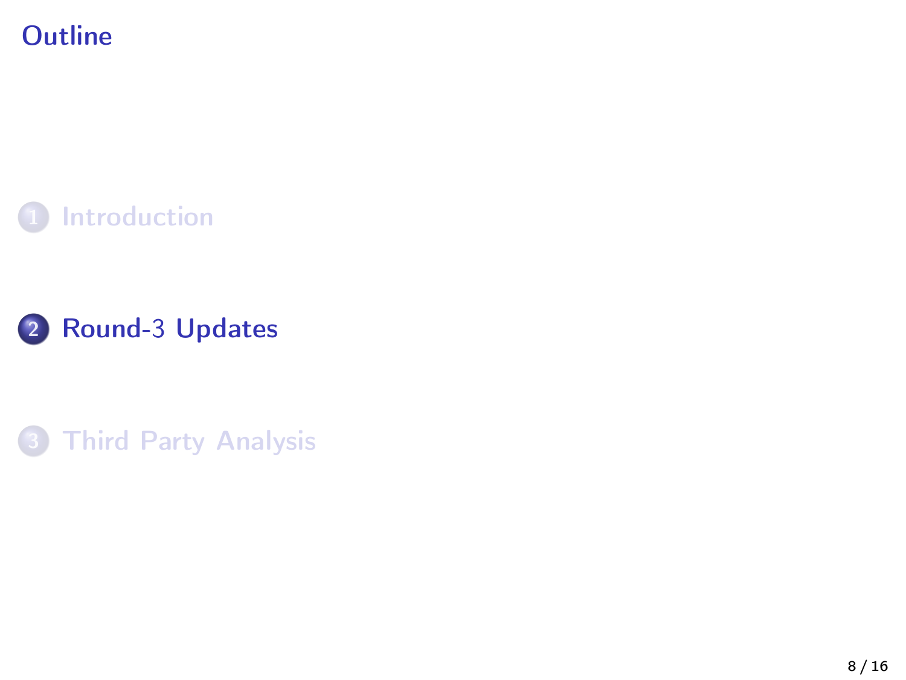# Outline

1. Introduction
2. **Round-3 Updates**
3. Third Party Analysis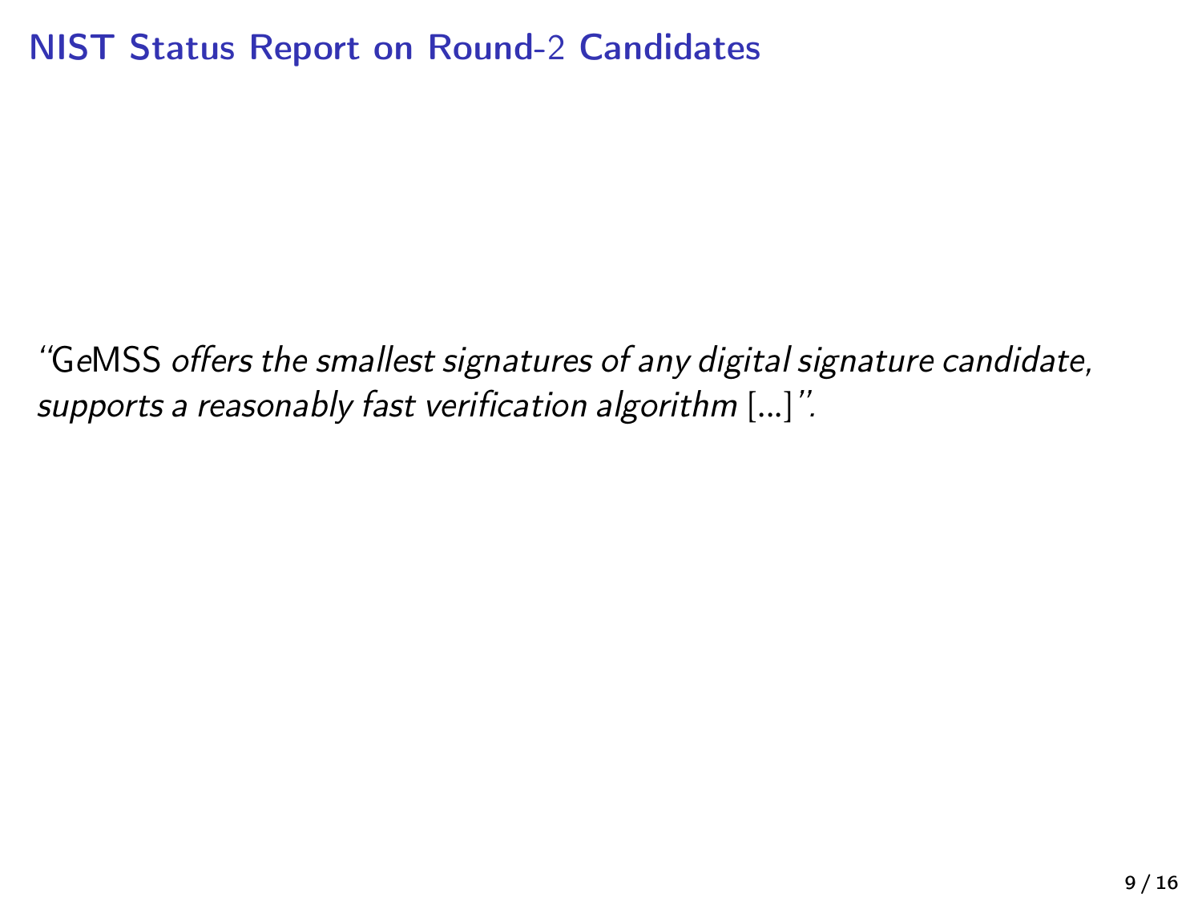# NIST Status Report on Round-2 Candidates

"GeMSS *offers the smallest signatures of any digital signature candidate, supports a reasonably fast verification algorithm* [...]".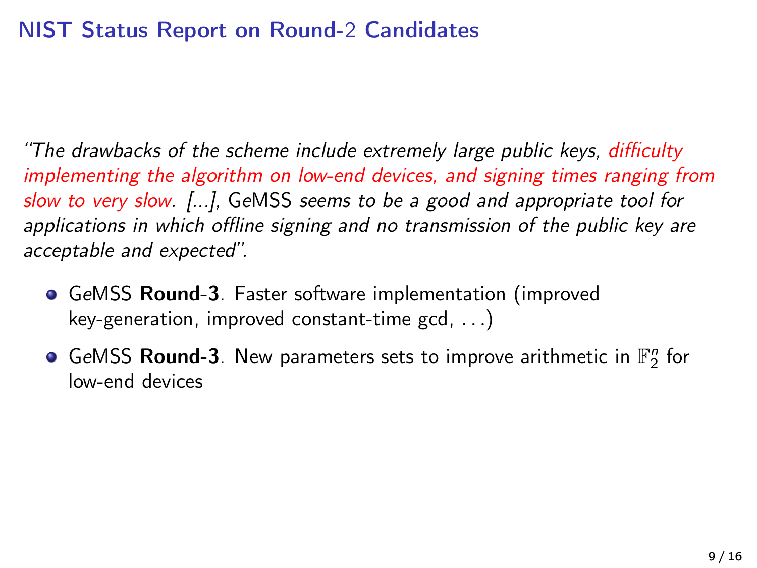# NIST Status Report on Round-2 Candidates

*"The drawbacks of the scheme include extremely large public keys, difficulty implementing the algorithm on low-end devices, and signing times ranging from slow to very slow. [...],* GeMSS *seems to be a good and appropriate tool for applications in which offline signing and no transmission of the public key are acceptable and expected".*

- GeMSS **Round-3**. Faster software implementation (improved key-generation, improved constant-time gcd, ...)
- GeMSS **Round-3**. New parameters sets to improve arithmetic in $\mathbb{F}_2^n$ for low-end devices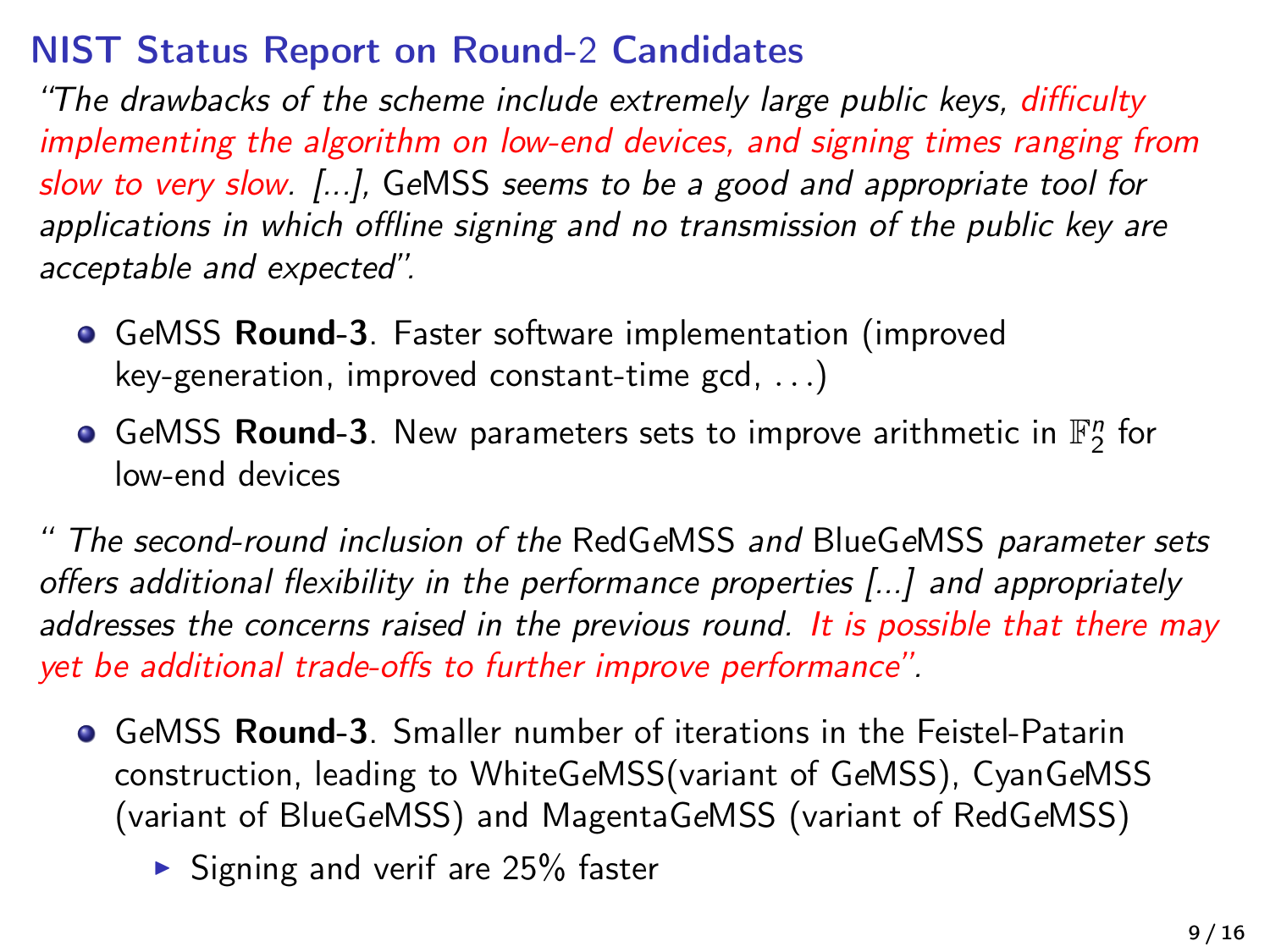## NIST Status Report on Round-2 Candidates

*"The drawbacks of the scheme include extremely large public keys, difficulty implementing the algorithm on low-end devices, and signing times ranging from slow to very slow. [...], GeMSS seems to be a good and appropriate tool for applications in which offline signing and no transmission of the public key are acceptable and expected".*

- GeMSS **Round-3**. Faster software implementation (improved key-generation, improved constant-time gcd, ...)
- GeMSS **Round-3**. New parameters sets to improve arithmetic in $\mathbb{F}_2^n$ for low-end devices

*" The second-round inclusion of the RedGeMSS and BlueGeMSS parameter sets offers additional flexibility in the performance properties [...] and appropriately addresses the concerns raised in the previous round. It is possible that there may yet be additional trade-offs to further improve performance".*

- GeMSS **Round-3**. Smaller number of iterations in the Feistel-Patarin construction, leading to WhiteGeMSS(variant of GeMSS), CyanGeMSS (variant of BlueGeMSS) and MagentaGeMSS (variant of RedGeMSS)
  - Signing and verif are 25% faster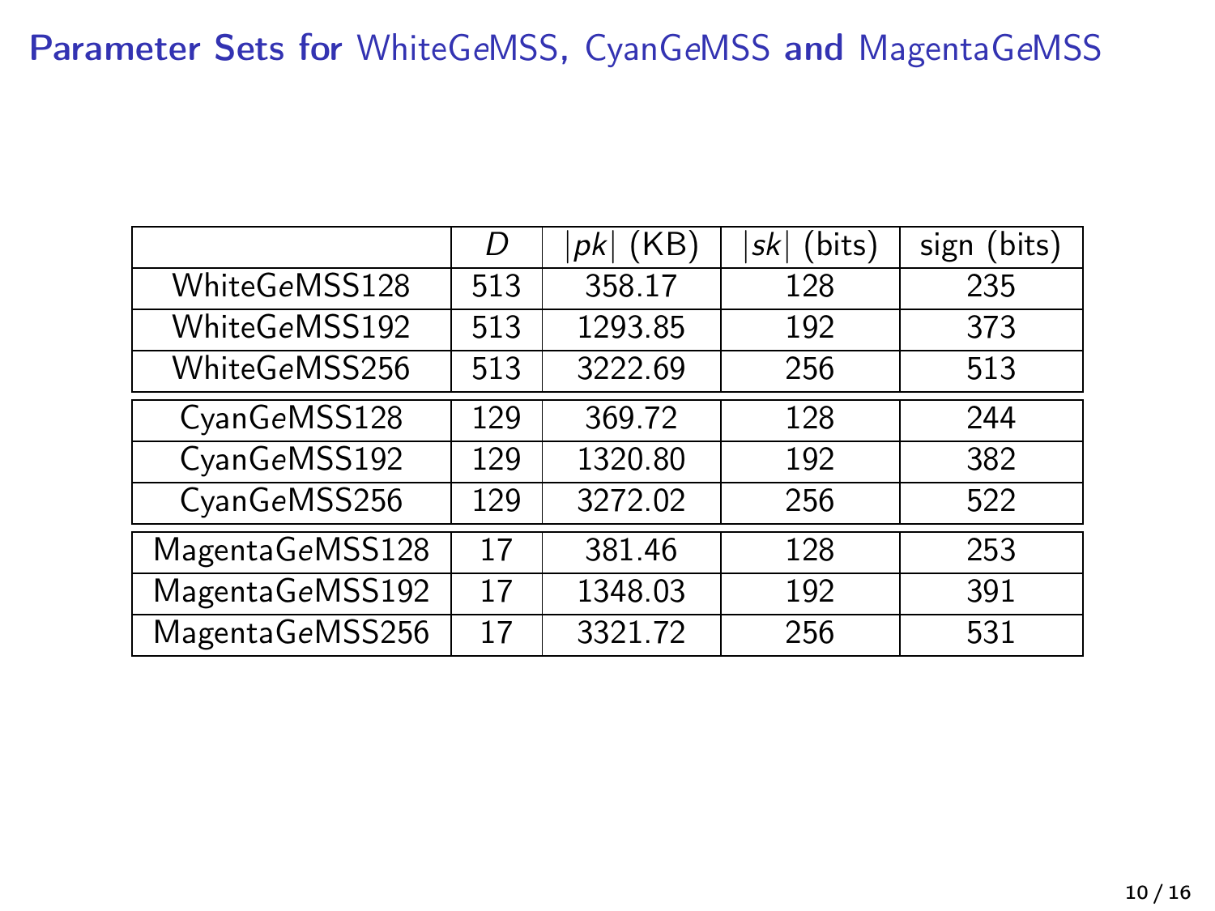# Parameter Sets for WhiteGeMSS, CyanGeMSS and MagentaGeMSS

| | $D$ | $\lvert pk \rvert$ (KB) | $\lvert sk \rvert$ (bits) | sign (bits) |
|---|---|---|---|---|
| WhiteGeMSS128 | 513 | 358.17 | 128 | 235 |
| WhiteGeMSS192 | 513 | 1293.85 | 192 | 373 |
| WhiteGeMSS256 | 513 | 3222.69 | 256 | 513 |
| CyanGeMSS128 | 129 | 369.72 | 128 | 244 |
| CyanGeMSS192 | 129 | 1320.80 | 192 | 382 |
| CyanGeMSS256 | 129 | 3272.02 | 256 | 522 |
| MagentaGeMSS128 | 17 | 381.46 | 128 | 253 |
| MagentaGeMSS192 | 17 | 1348.03 | 192 | 391 |
| MagentaGeMSS256 | 17 | 3321.72 | 256 | 531 |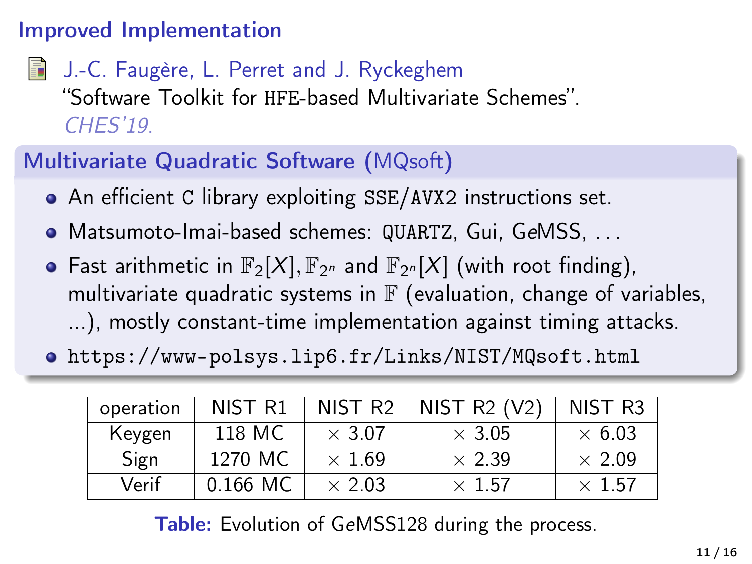## Improved Implementation

J.-C. Faugère, L. Perret and J. Ryckeghem
"Software Toolkit for HFE-based Multivariate Schemes".
*CHES'19.*

### Multivariate Quadratic Software (MQsoft)

- An efficient C library exploiting SSE/AVX2 instructions set.
- Matsumoto-Imai-based schemes: QUARTZ, Gui, GeMSS, ...
- Fast arithmetic in $\mathbb{F}_2[X], \mathbb{F}_{2^n}$ and $\mathbb{F}_{2^n}[X]$ (with root finding), multivariate quadratic systems in $\mathbb{F}$ (evaluation, change of variables, ...), mostly constant-time implementation against timing attacks.
- https://www-polsys.lip6.fr/Links/NIST/MQsoft.html

| operation | NIST R1 | NIST R2 | NIST R2 (V2) | NIST R3 |
|---|---|---|---|---|
| Keygen | 118 MC | $\times$ 3.07 | $\times$ 3.05 | $\times$ 6.03 |
| Sign | 1270 MC | $\times$ 1.69 | $\times$ 2.39 | $\times$ 2.09 |
| Verif | 0.166 MC | $\times$ 2.03 | $\times$ 1.57 | $\times$ 1.57 |

**Table:** Evolution of GeMSS128 during the process.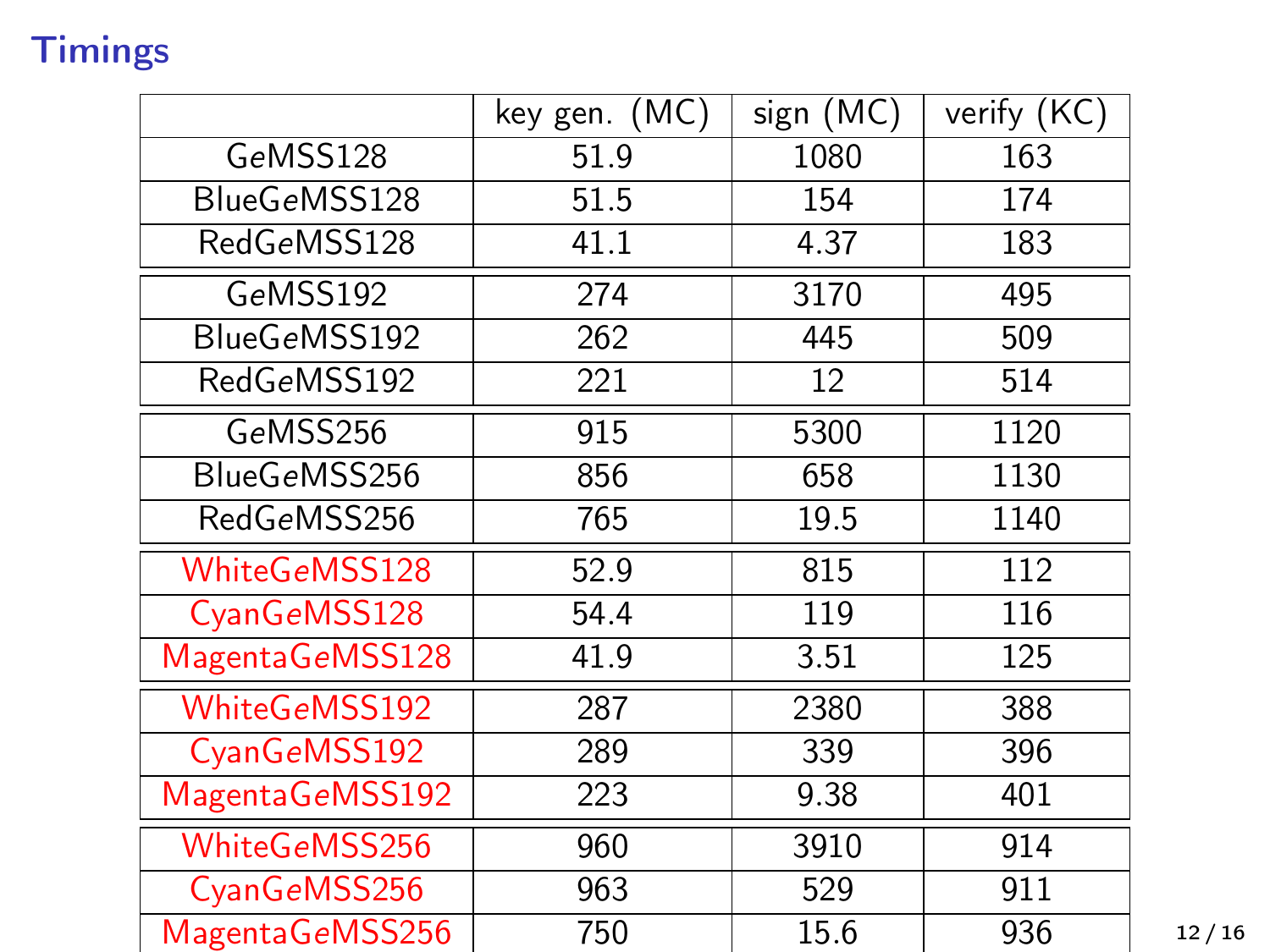# Timings

| | key gen. (MC) | sign (MC) | verify (KC) |
|---|---|---|---|
| GeMSS128 | 51.9 | 1080 | 163 |
| BlueGeMSS128 | 51.5 | 154 | 174 |
| RedGeMSS128 | 41.1 | 4.37 | 183 |
| GeMSS192 | 274 | 3170 | 495 |
| BlueGeMSS192 | 262 | 445 | 509 |
| RedGeMSS192 | 221 | 12 | 514 |
| GeMSS256 | 915 | 5300 | 1120 |
| BlueGeMSS256 | 856 | 658 | 1130 |
| RedGeMSS256 | 765 | 19.5 | 1140 |
| WhiteGeMSS128 | 52.9 | 815 | 112 |
| CyanGeMSS128 | 54.4 | 119 | 116 |
| MagentaGeMSS128 | 41.9 | 3.51 | 125 |
| WhiteGeMSS192 | 287 | 2380 | 388 |
| CyanGeMSS192 | 289 | 339 | 396 |
| MagentaGeMSS192 | 223 | 9.38 | 401 |
| WhiteGeMSS256 | 960 | 3910 | 914 |
| CyanGeMSS256 | 963 | 529 | 911 |
| MagentaGeMSS256 | 750 | 15.6 | 936 |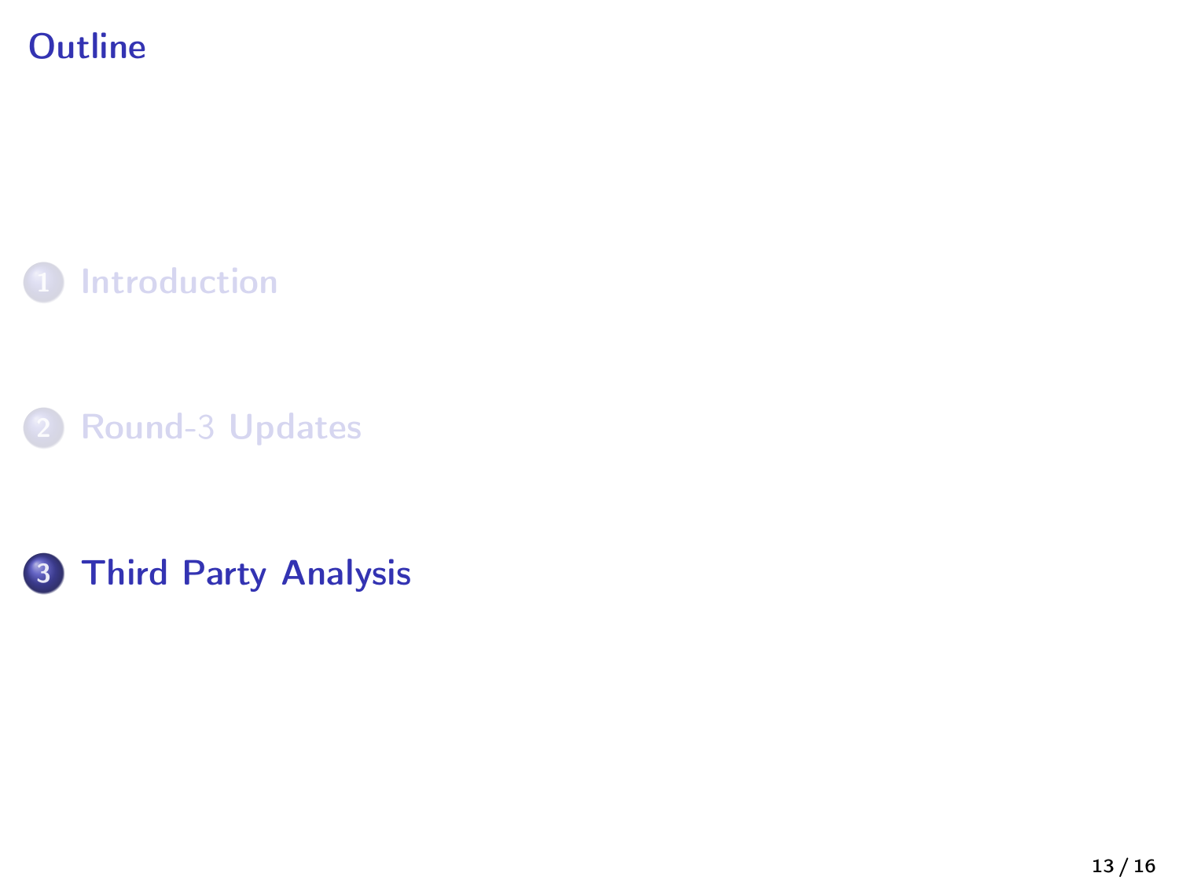# Outline

1. Introduction
2. Round-3 Updates
3. **Third Party Analysis**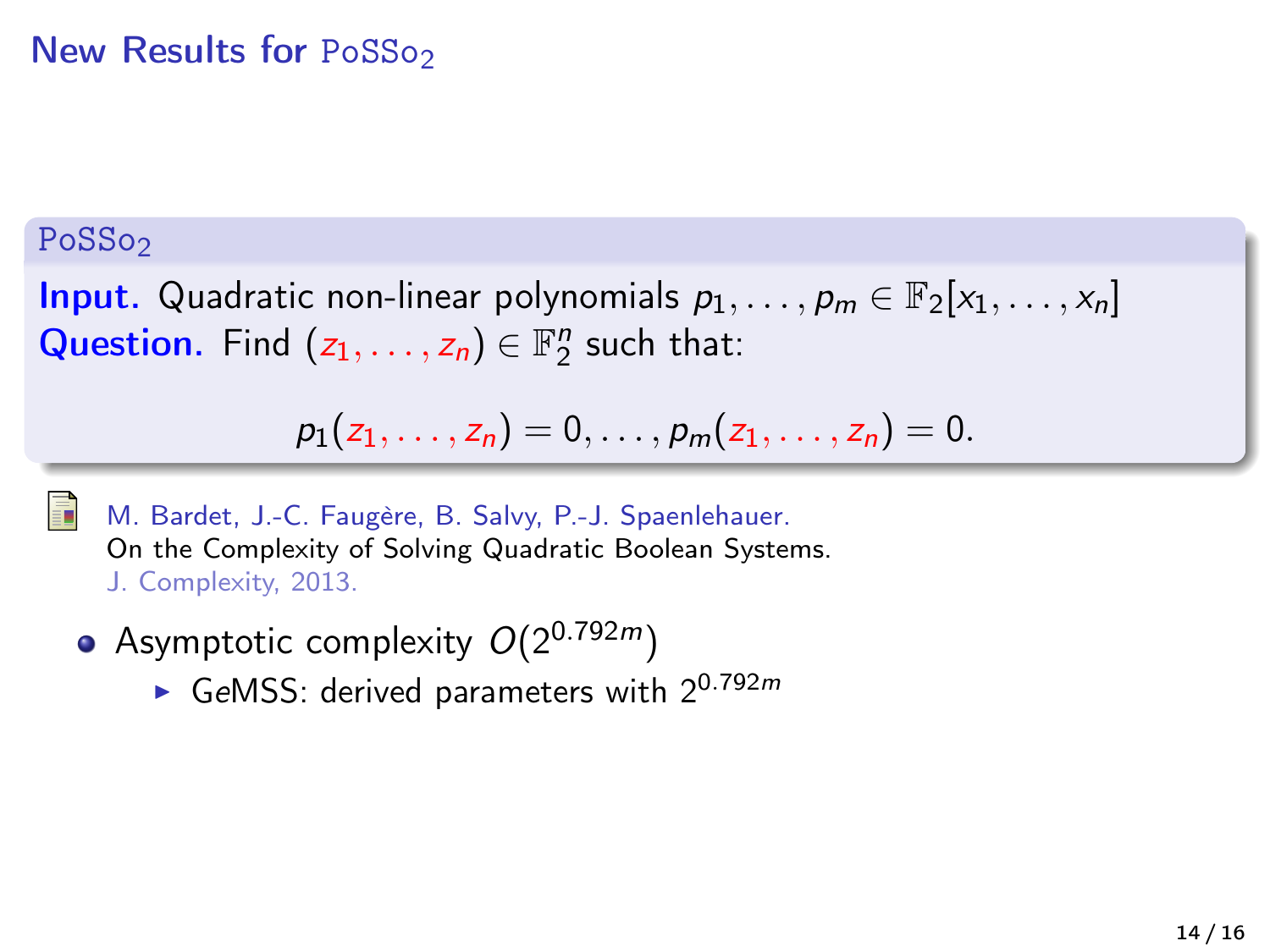# New Results for $\mathrm{PoSSo}_2$

**$\mathrm{PoSSo}_2$**

**Input.** Quadratic non-linear polynomials $p_1, \ldots, p_m \in \mathbb{F}_2[x_1, \ldots, x_n]$
**Question.** Find $(z_1, \ldots, z_n) \in \mathbb{F}_2^n$ such that:

$$p_1(z_1, \ldots, z_n) = 0, \ldots, p_m(z_1, \ldots, z_n) = 0.$$

M. Bardet, J.-C. Faugère, B. Salvy, P.-J. Spaenlehauer.
On the Complexity of Solving Quadratic Boolean Systems.
J. Complexity, 2013.

- Asymptotic complexity $O(2^{0.792m})$
  - GeMSS: derived parameters with $2^{0.792m}$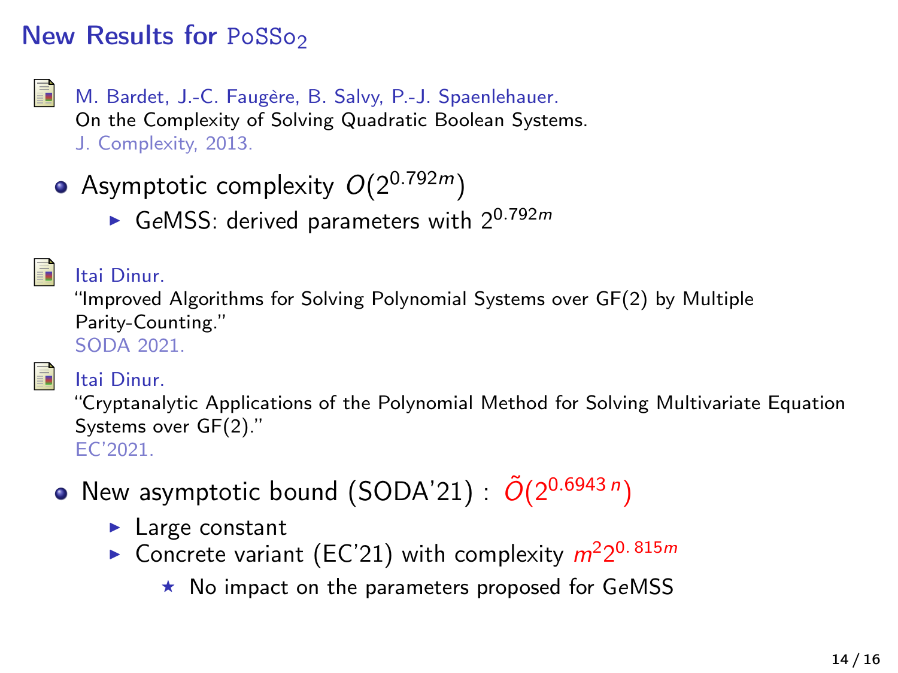# New Results for PoSSo$_2$

- M. Bardet, J.-C. Faugère, B. Salvy, P.-J. Spaenlehauer.
  On the Complexity of Solving Quadratic Boolean Systems.
  J. Complexity, 2013.

- Asymptotic complexity $O(2^{0.792m})$
  - GeMSS: derived parameters with $2^{0.792m}$

- Itai Dinur.
  "Improved Algorithms for Solving Polynomial Systems over GF(2) by Multiple Parity-Counting."
  SODA 2021.

- Itai Dinur.
  "Cryptanalytic Applications of the Polynomial Method for Solving Multivariate Equation Systems over GF(2)."
  EC'2021.

- New asymptotic bound (SODA'21) : $\tilde{O}(2^{0.6943\,n})$
  - Large constant
  - Concrete variant (EC'21) with complexity $m^2 2^{0.815m}$
    - No impact on the parameters proposed for GeMSS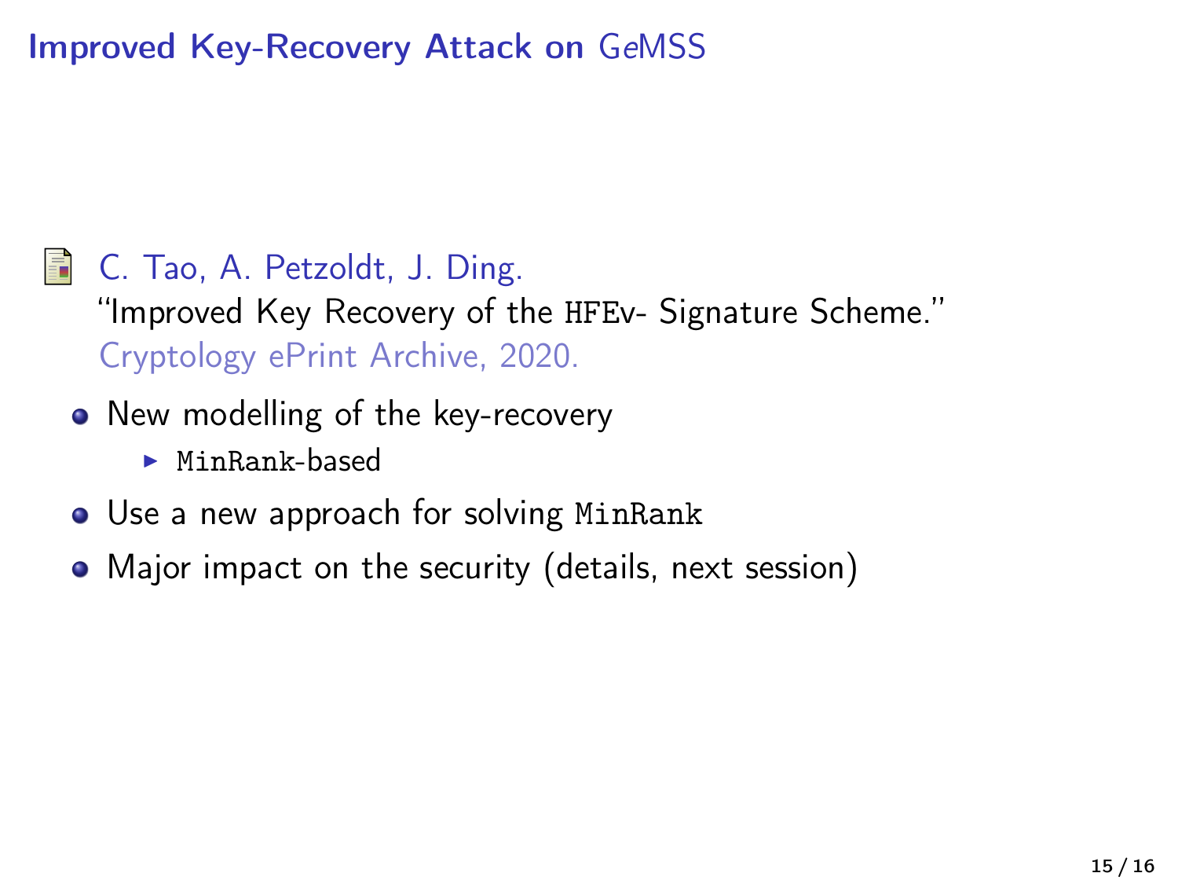## Improved Key-Recovery Attack on GeMSS

C. Tao, A. Petzoldt, J. Ding.
"Improved Key Recovery of the `HFEv-` Signature Scheme."
Cryptology ePrint Archive, 2020.

- New modelling of the key-recovery
  - `MinRank`-based
- Use a new approach for solving `MinRank`
- Major impact on the security (details, next session)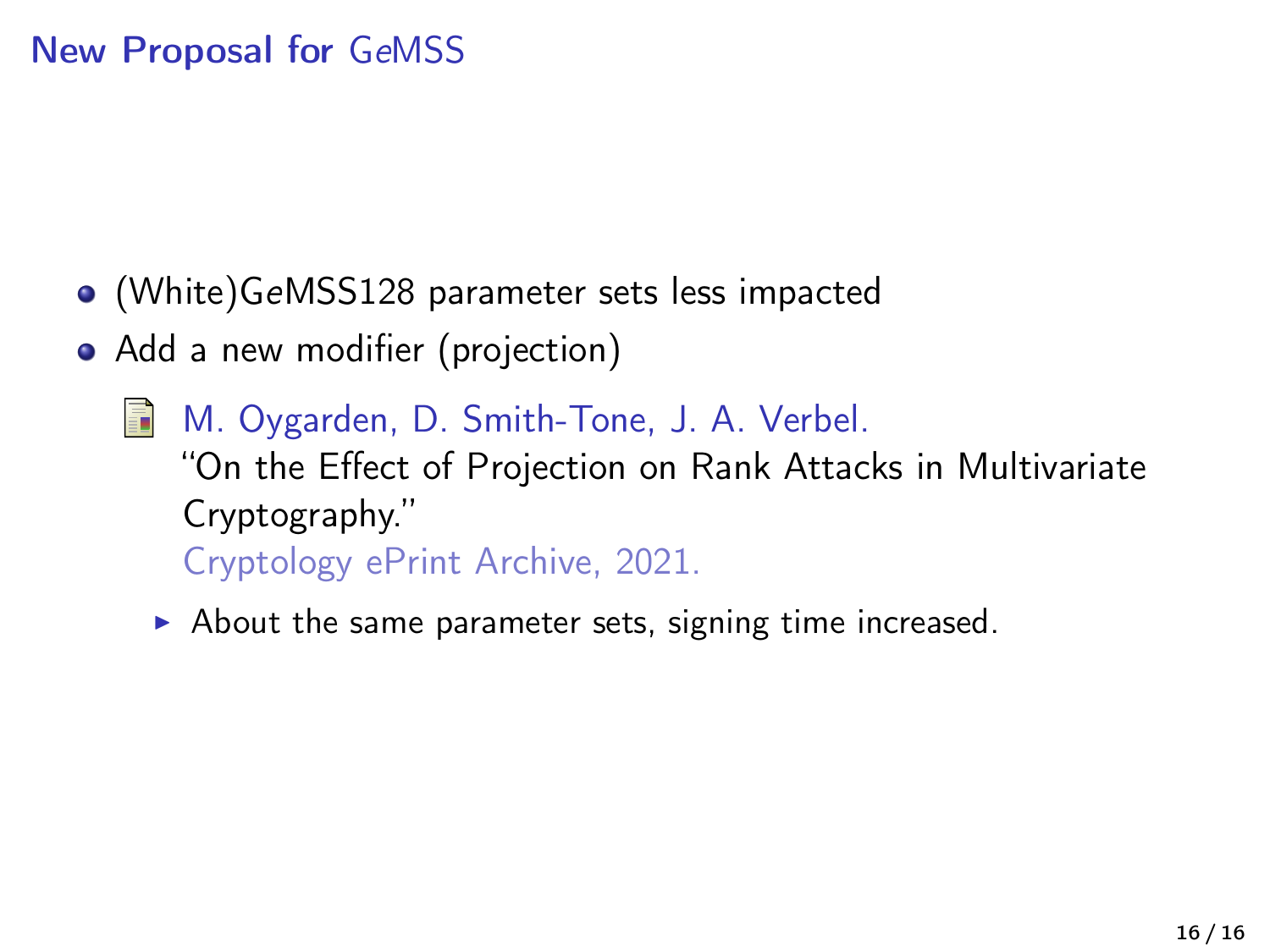# New Proposal for GeMSS

- (White)GeMSS128 parameter sets less impacted
- Add a new modifier (projection)

  M. Oygarden, D. Smith-Tone, J. A. Verbel.
  "On the Effect of Projection on Rank Attacks in Multivariate Cryptography."
  Cryptology ePrint Archive, 2021.

  - About the same parameter sets, signing time increased.